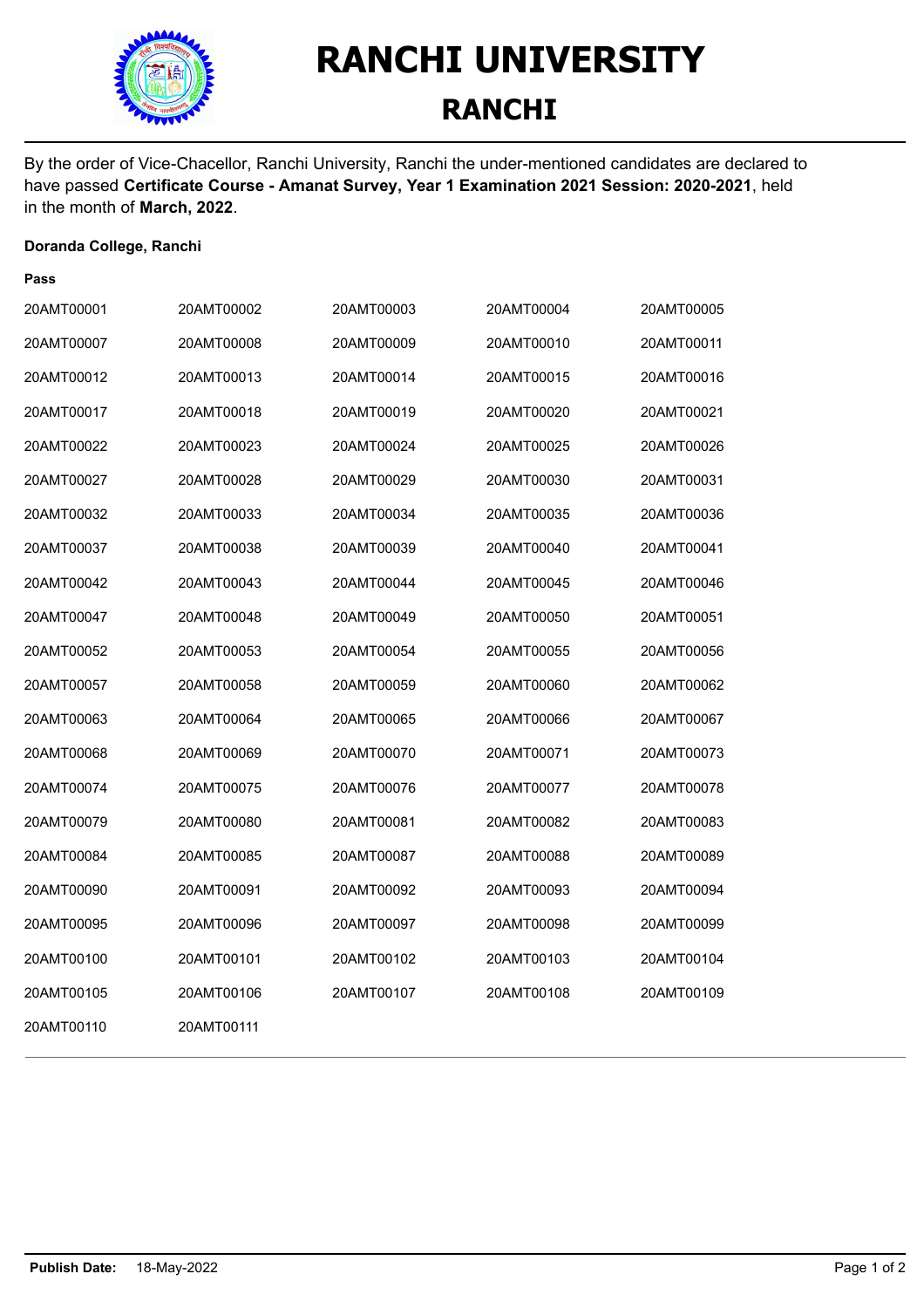# RANCHI UNIVERSITY

## RANCHI

By the order of Vice-Chacellor, Ranchi University, Ranchi the under-mentioned candidates are declared to have passed **Certificate Course - Amanat Survey, Year 1 Examination 2021 Session: 2020-2021**, held in the month of **March, 2022**.

**Doranda College, Ranchi**

**Pass**

| | | | | |
|---|---|---|---|---|
| 20AMT00001 | 20AMT00002 | 20AMT00003 | 20AMT00004 | 20AMT00005 |
| 20AMT00007 | 20AMT00008 | 20AMT00009 | 20AMT00010 | 20AMT00011 |
| 20AMT00012 | 20AMT00013 | 20AMT00014 | 20AMT00015 | 20AMT00016 |
| 20AMT00017 | 20AMT00018 | 20AMT00019 | 20AMT00020 | 20AMT00021 |
| 20AMT00022 | 20AMT00023 | 20AMT00024 | 20AMT00025 | 20AMT00026 |
| 20AMT00027 | 20AMT00028 | 20AMT00029 | 20AMT00030 | 20AMT00031 |
| 20AMT00032 | 20AMT00033 | 20AMT00034 | 20AMT00035 | 20AMT00036 |
| 20AMT00037 | 20AMT00038 | 20AMT00039 | 20AMT00040 | 20AMT00041 |
| 20AMT00042 | 20AMT00043 | 20AMT00044 | 20AMT00045 | 20AMT00046 |
| 20AMT00047 | 20AMT00048 | 20AMT00049 | 20AMT00050 | 20AMT00051 |
| 20AMT00052 | 20AMT00053 | 20AMT00054 | 20AMT00055 | 20AMT00056 |
| 20AMT00057 | 20AMT00058 | 20AMT00059 | 20AMT00060 | 20AMT00062 |
| 20AMT00063 | 20AMT00064 | 20AMT00065 | 20AMT00066 | 20AMT00067 |
| 20AMT00068 | 20AMT00069 | 20AMT00070 | 20AMT00071 | 20AMT00073 |
| 20AMT00074 | 20AMT00075 | 20AMT00076 | 20AMT00077 | 20AMT00078 |
| 20AMT00079 | 20AMT00080 | 20AMT00081 | 20AMT00082 | 20AMT00083 |
| 20AMT00084 | 20AMT00085 | 20AMT00087 | 20AMT00088 | 20AMT00089 |
| 20AMT00090 | 20AMT00091 | 20AMT00092 | 20AMT00093 | 20AMT00094 |
| 20AMT00095 | 20AMT00096 | 20AMT00097 | 20AMT00098 | 20AMT00099 |
| 20AMT00100 | 20AMT00101 | 20AMT00102 | 20AMT00103 | 20AMT00104 |
| 20AMT00105 | 20AMT00106 | 20AMT00107 | 20AMT00108 | 20AMT00109 |
| 20AMT00110 | 20AMT00111 | | | |

**Publish Date:** 18-May-2022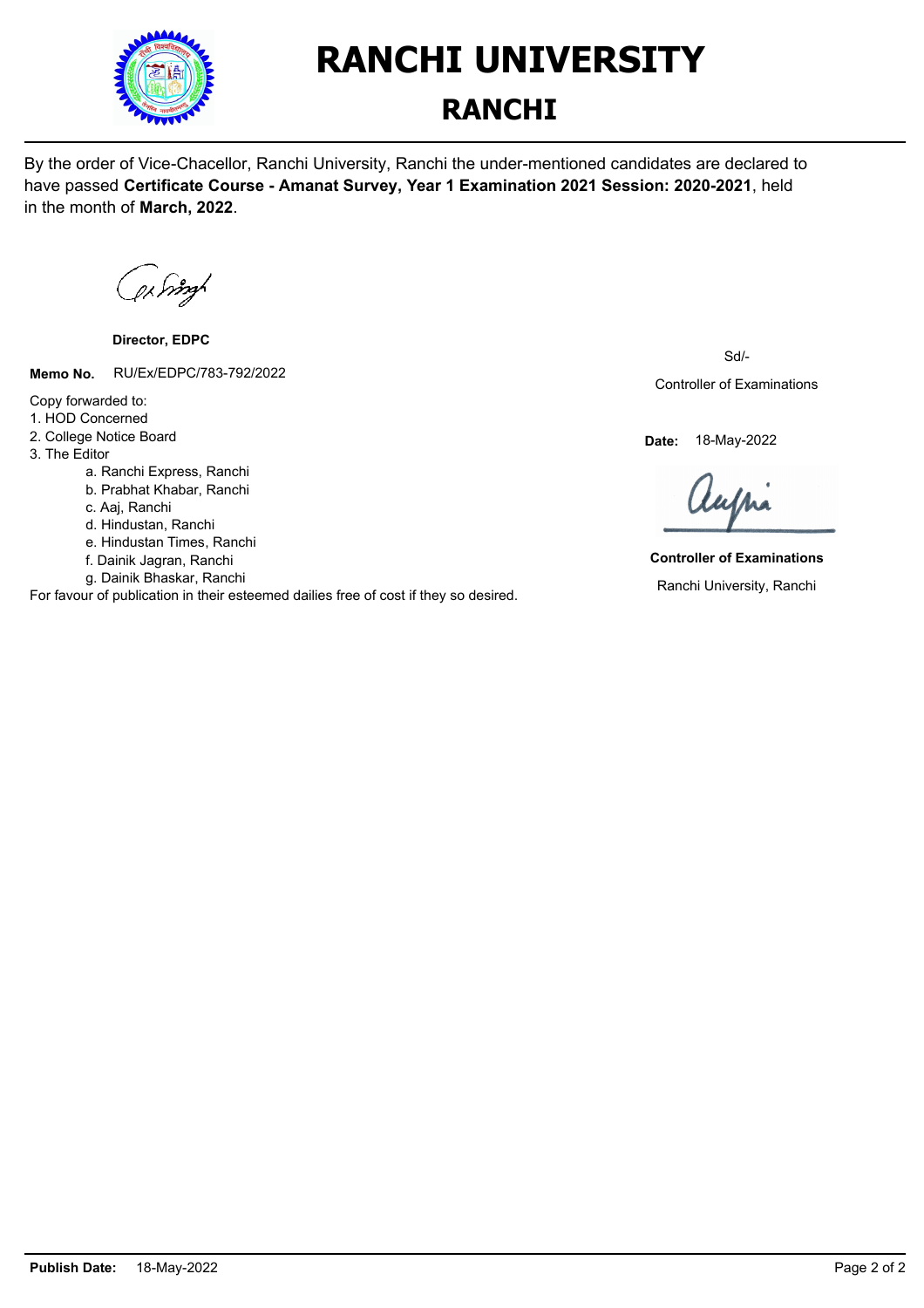# RANCHI UNIVERSITY

## RANCHI

By the order of Vice-Chacellor, Ranchi University, Ranchi the under-mentioned candidates are declared to have passed **Certificate Course - Amanat Survey, Year 1 Examination 2021 Session: 2020-2021**, held in the month of **March, 2022**.

**Director, EDPC**

Sd/-

Controller of Examinations

**Memo No.** RU/Ex/EDPC/783-792/2022

**Date:** 18-May-2022

Copy forwarded to:

1. HOD Concerned
2. College Notice Board
3. The Editor
   - a. Ranchi Express, Ranchi
   - b. Prabhat Khabar, Ranchi
   - c. Aaj, Ranchi
   - d. Hindustan, Ranchi
   - e. Hindustan Times, Ranchi
   - f. Dainik Jagran, Ranchi
   - g. Dainik Bhaskar, Ranchi

For favour of publication in their esteemed dailies free of cost if they so desired.

**Controller of Examinations**

Ranchi University, Ranchi

**Publish Date:** 18-May-2022